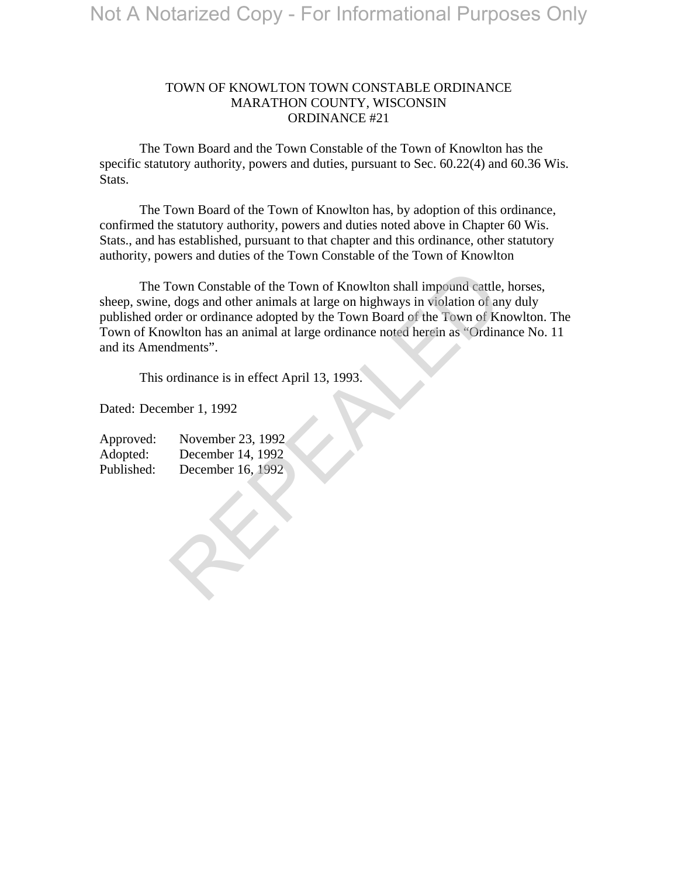Not A Notarized Copy - For Informational Purposes Only

# TOWN OF KNOWLTON TOWN CONSTABLE ORDINANCE
## MARATHON COUNTY, WISCONSIN
## ORDINANCE #21

The Town Board and the Town Constable of the Town of Knowlton has the specific statutory authority, powers and duties, pursuant to Sec. 60.22(4) and 60.36 Wis. Stats.

The Town Board of the Town of Knowlton has, by adoption of this ordinance, confirmed the statutory authority, powers and duties noted above in Chapter 60 Wis. Stats., and has established, pursuant to that chapter and this ordinance, other statutory authority, powers and duties of the Town Constable of the Town of Knowlton

The Town Constable of the Town of Knowlton shall impound cattle, horses, sheep, swine, dogs and other animals at large on highways in violation of any duly published order or ordinance adopted by the Town Board of the Town of Knowlton. The Town of Knowlton has an animal at large ordinance noted herein as "Ordinance No. 11 and its Amendments".

This ordinance is in effect April 13, 1993.

Dated: December 1, 1992

Approved: November 23, 1992
Adopted: December 14, 1992
Published: December 16, 1992

REPEALED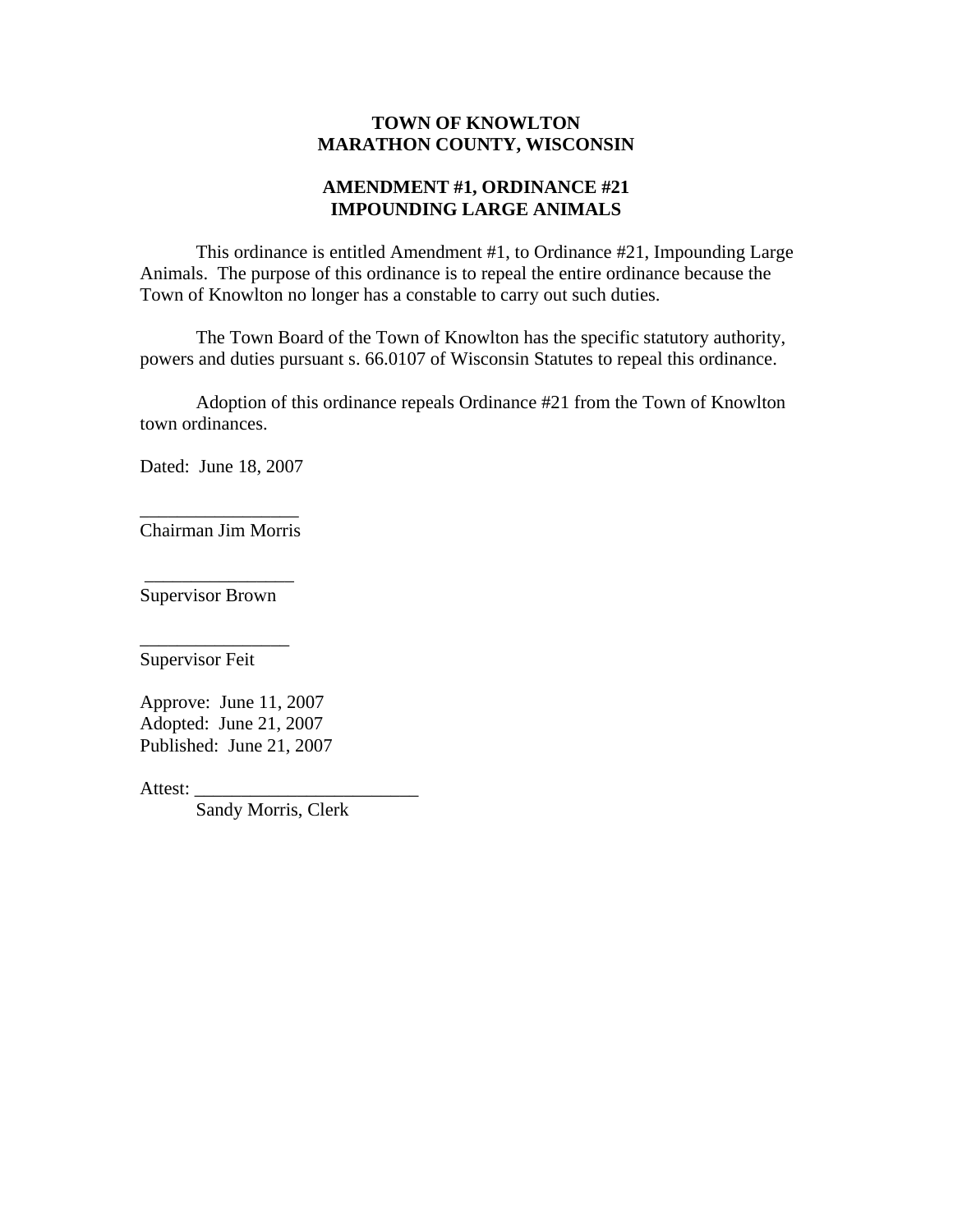**TOWN OF KNOWLTON**
**MARATHON COUNTY, WISCONSIN**

**AMENDMENT #1, ORDINANCE #21**
**IMPOUNDING LARGE ANIMALS**

This ordinance is entitled Amendment #1, to Ordinance #21, Impounding Large Animals. The purpose of this ordinance is to repeal the entire ordinance because the Town of Knowlton no longer has a constable to carry out such duties.

The Town Board of the Town of Knowlton has the specific statutory authority, powers and duties pursuant s. 66.0107 of Wisconsin Statutes to repeal this ordinance.

Adoption of this ordinance repeals Ordinance #21 from the Town of Knowlton town ordinances.

Dated: June 18, 2007

________________
Chairman Jim Morris

________________
Supervisor Brown

________________
Supervisor Feit

Approve: June 11, 2007
Adopted: June 21, 2007
Published: June 21, 2007

Attest: ________________________
Sandy Morris, Clerk